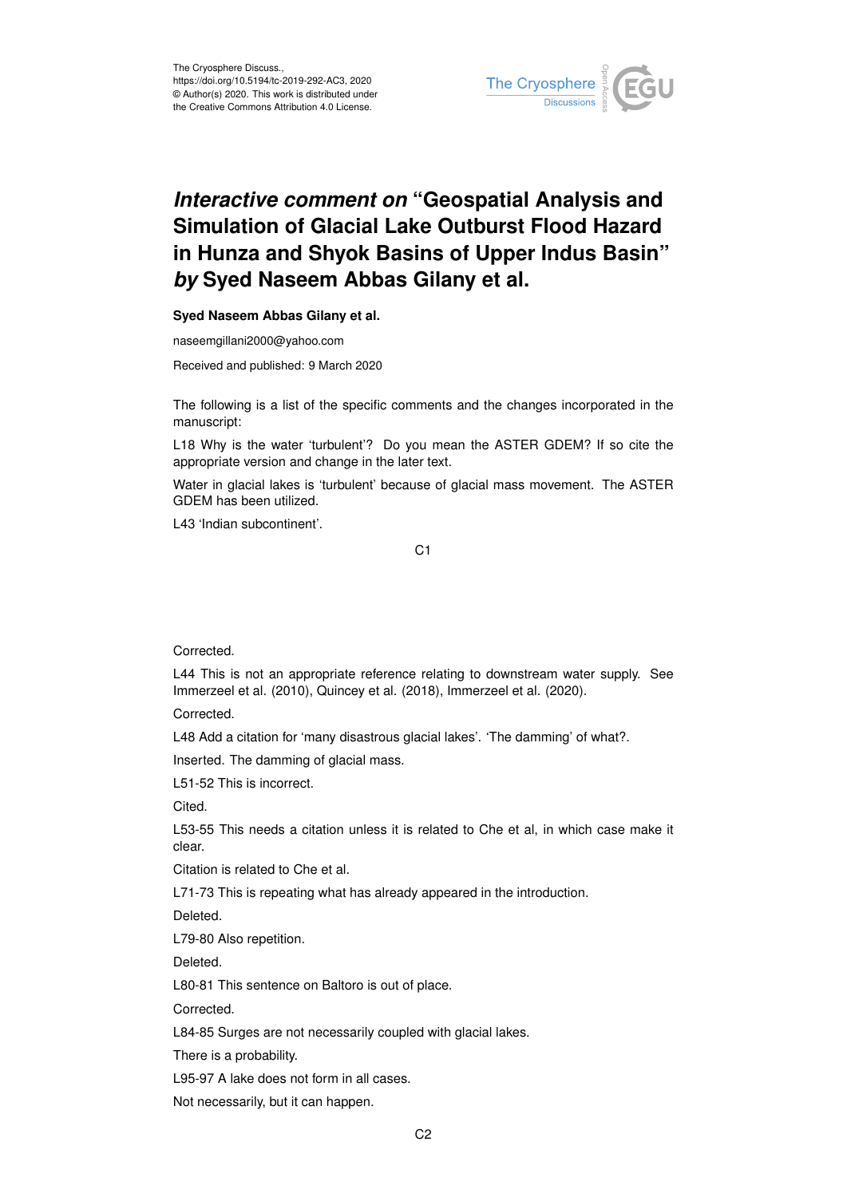The Cryosphere Discuss.,
https://doi.org/10.5194/tc-2019-292-AC3, 2020
© Author(s) 2020. This work is distributed under
the Creative Commons Attribution 4.0 License.

# *Interactive comment on* "Geospatial Analysis and Simulation of Glacial Lake Outburst Flood Hazard in Hunza and Shyok Basins of Upper Indus Basin" *by* Syed Naseem Abbas Gilany et al.

**Syed Naseem Abbas Gilany et al.**

naseemgillani2000@yahoo.com

Received and published: 9 March 2020

The following is a list of the specific comments and the changes incorporated in the manuscript:

L18 Why is the water 'turbulent'? Do you mean the ASTER GDEM? If so cite the appropriate version and change in the later text.

Water in glacial lakes is 'turbulent' because of glacial mass movement. The ASTER GDEM has been utilized.

L43 'Indian subcontinent'.

Corrected.

L44 This is not an appropriate reference relating to downstream water supply. See Immerzeel et al. (2010), Quincey et al. (2018), Immerzeel et al. (2020).

Corrected.

L48 Add a citation for 'many disastrous glacial lakes'. 'The damming' of what?.

Inserted. The damming of glacial mass.

L51-52 This is incorrect.

Cited.

L53-55 This needs a citation unless it is related to Che et al, in which case make it clear.

Citation is related to Che et al.

L71-73 This is repeating what has already appeared in the introduction.

Deleted.

L79-80 Also repetition.

Deleted.

L80-81 This sentence on Baltoro is out of place.

Corrected.

L84-85 Surges are not necessarily coupled with glacial lakes.

There is a probability.

L95-97 A lake does not form in all cases.

Not necessarily, but it can happen.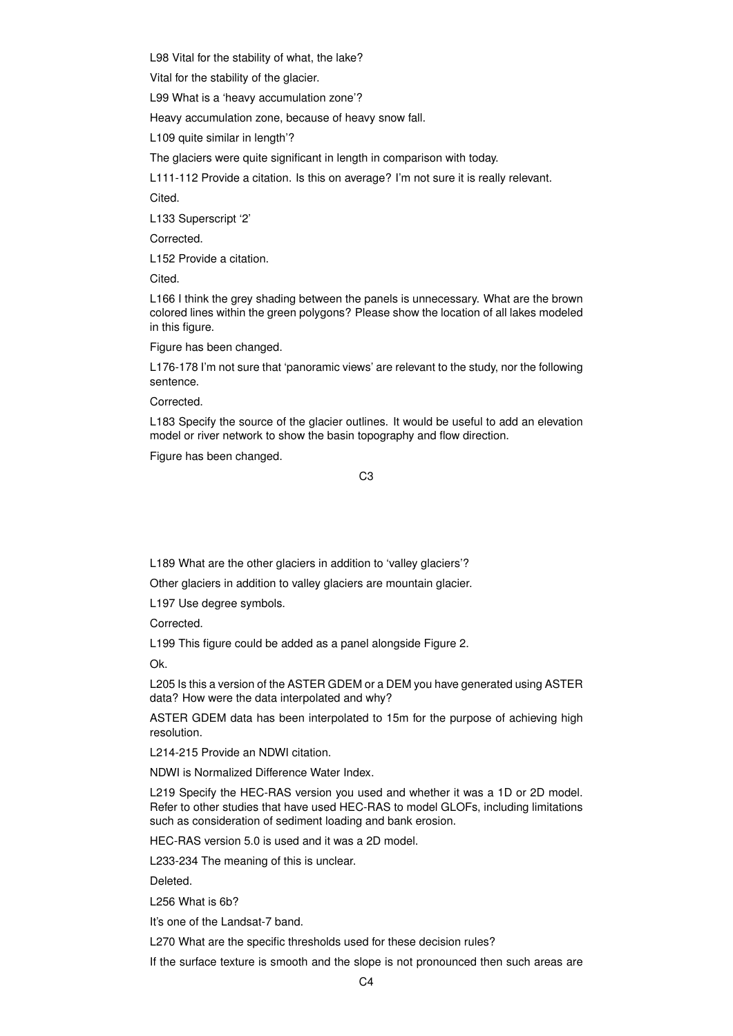L98 Vital for the stability of what, the lake?

Vital for the stability of the glacier.

L99 What is a 'heavy accumulation zone'?

Heavy accumulation zone, because of heavy snow fall.

L109 quite similar in length'?

The glaciers were quite significant in length in comparison with today.

L111-112 Provide a citation. Is this on average? I'm not sure it is really relevant.

Cited.

L133 Superscript '2'

Corrected.

L152 Provide a citation.

Cited.

L166 I think the grey shading between the panels is unnecessary. What are the brown colored lines within the green polygons? Please show the location of all lakes modeled in this figure.

Figure has been changed.

L176-178 I'm not sure that 'panoramic views' are relevant to the study, nor the following sentence.

Corrected.

L183 Specify the source of the glacier outlines. It would be useful to add an elevation model or river network to show the basin topography and flow direction.

Figure has been changed.

L189 What are the other glaciers in addition to 'valley glaciers'?

Other glaciers in addition to valley glaciers are mountain glacier.

L197 Use degree symbols.

Corrected.

L199 This figure could be added as a panel alongside Figure 2.

Ok.

L205 Is this a version of the ASTER GDEM or a DEM you have generated using ASTER data? How were the data interpolated and why?

ASTER GDEM data has been interpolated to 15m for the purpose of achieving high resolution.

L214-215 Provide an NDWI citation.

NDWI is Normalized Difference Water Index.

L219 Specify the HEC-RAS version you used and whether it was a 1D or 2D model. Refer to other studies that have used HEC-RAS to model GLOFs, including limitations such as consideration of sediment loading and bank erosion.

HEC-RAS version 5.0 is used and it was a 2D model.

L233-234 The meaning of this is unclear.

Deleted.

L256 What is 6b?

It's one of the Landsat-7 band.

L270 What are the specific thresholds used for these decision rules?

If the surface texture is smooth and the slope is not pronounced then such areas are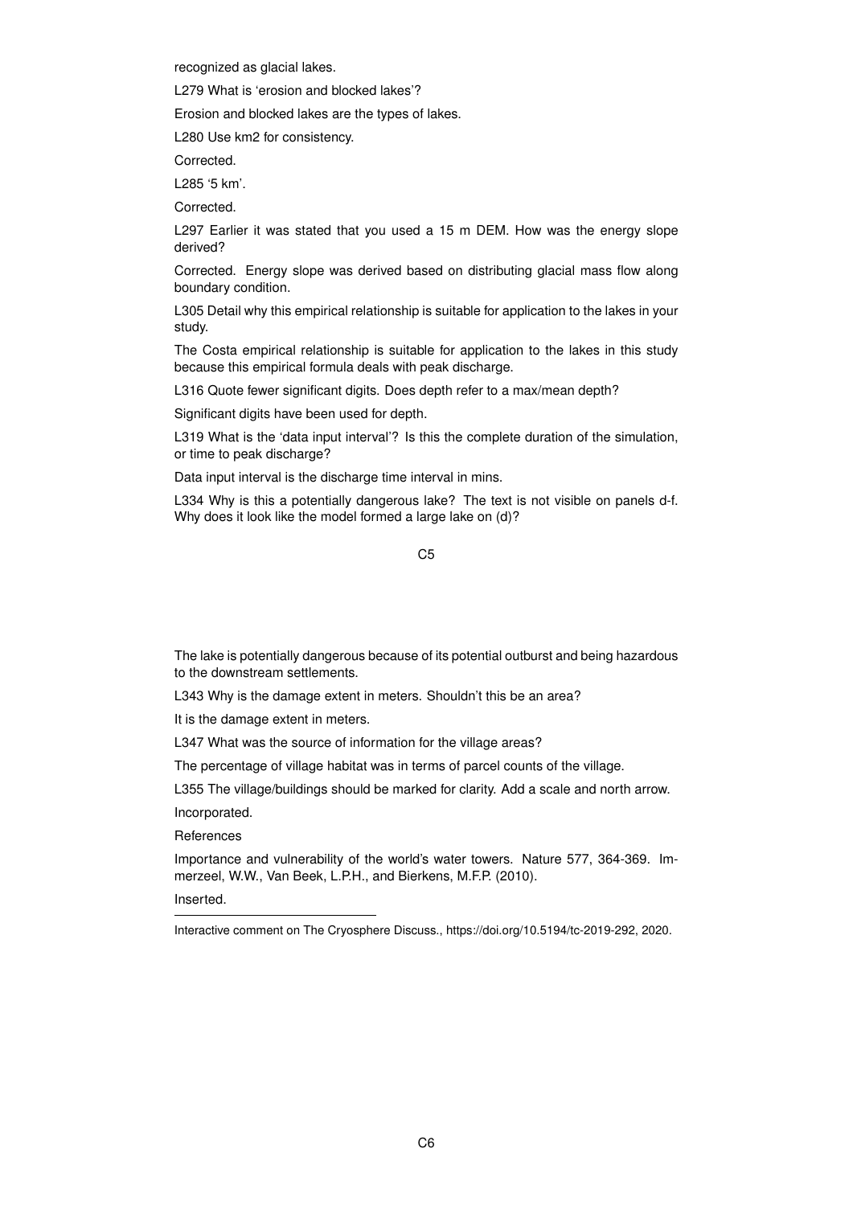recognized as glacial lakes.

L279 What is 'erosion and blocked lakes'?

Erosion and blocked lakes are the types of lakes.

L280 Use km2 for consistency.

Corrected.

L285 '5 km'.

Corrected.

L297 Earlier it was stated that you used a 15 m DEM. How was the energy slope derived?

Corrected. Energy slope was derived based on distributing glacial mass flow along boundary condition.

L305 Detail why this empirical relationship is suitable for application to the lakes in your study.

The Costa empirical relationship is suitable for application to the lakes in this study because this empirical formula deals with peak discharge.

L316 Quote fewer significant digits. Does depth refer to a max/mean depth?

Significant digits have been used for depth.

L319 What is the 'data input interval'? Is this the complete duration of the simulation, or time to peak discharge?

Data input interval is the discharge time interval in mins.

L334 Why is this a potentially dangerous lake? The text is not visible on panels d-f. Why does it look like the model formed a large lake on (d)?

The lake is potentially dangerous because of its potential outburst and being hazardous to the downstream settlements.

L343 Why is the damage extent in meters. Shouldn't this be an area?

It is the damage extent in meters.

L347 What was the source of information for the village areas?

The percentage of village habitat was in terms of parcel counts of the village.

L355 The village/buildings should be marked for clarity. Add a scale and north arrow.

Incorporated.

References

Importance and vulnerability of the world's water towers. Nature 577, 364-369. Immerzeel, W.W., Van Beek, L.P.H., and Bierkens, M.F.P. (2010).

Inserted.

---

Interactive comment on The Cryosphere Discuss., https://doi.org/10.5194/tc-2019-292, 2020.